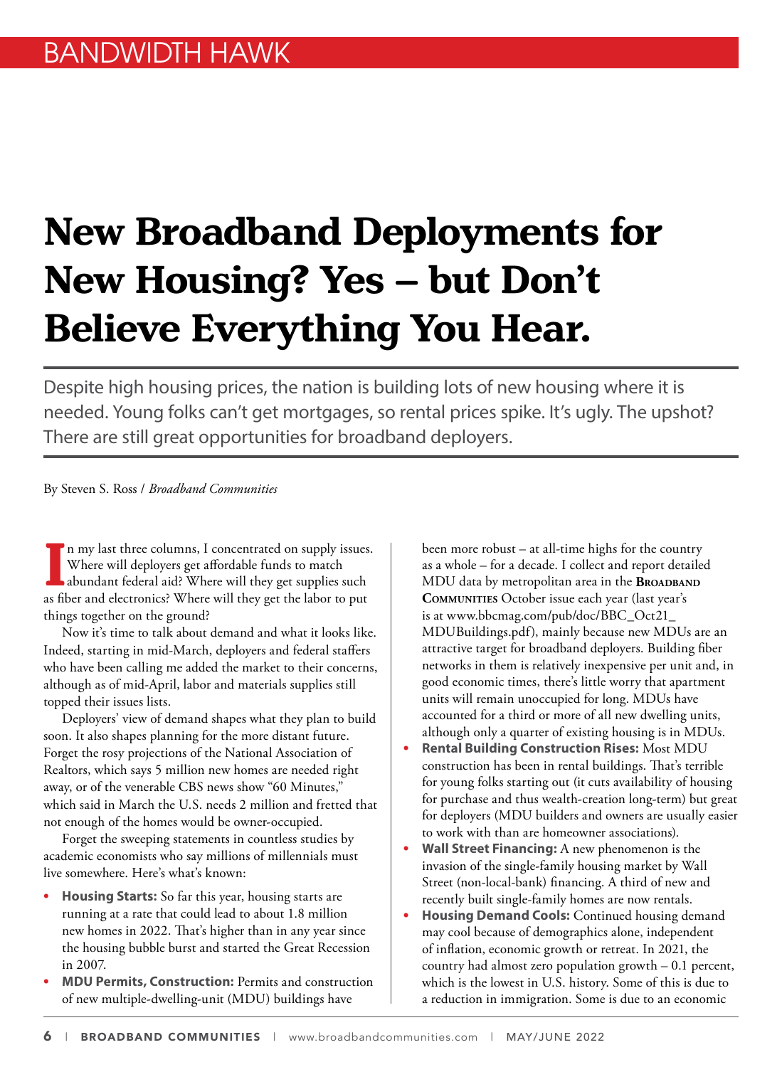BANDWIDTH HAWK

# New Broadband Deployments for New Housing? Yes – but Don't Believe Everything You Hear.

Despite high housing prices, the nation is building lots of new housing where it is needed. Young folks can't get mortgages, so rental prices spike. It's ugly. The upshot? There are still great opportunities for broadband deployers.

By Steven S. Ross / *Broadband Communities*

In my last three columns, I concentrated on supply issues. Where will deployers get affordable funds to match abundant federal aid? Where will they get supplies such as fiber and electronics? Where will they get the labor to put things together on the ground?

Now it's time to talk about demand and what it looks like. Indeed, starting in mid-March, deployers and federal staffers who have been calling me added the market to their concerns, although as of mid-April, labor and materials supplies still topped their issues lists.

Deployers' view of demand shapes what they plan to build soon. It also shapes planning for the more distant future. Forget the rosy projections of the National Association of Realtors, which says 5 million new homes are needed right away, or of the venerable CBS news show "60 Minutes," which said in March the U.S. needs 2 million and fretted that not enough of the homes would be owner-occupied.

Forget the sweeping statements in countless studies by academic economists who say millions of millennials must live somewhere. Here's what's known:

- **Housing Starts:** So far this year, housing starts are running at a rate that could lead to about 1.8 million new homes in 2022. That's higher than in any year since the housing bubble burst and started the Great Recession in 2007.
- **MDU Permits, Construction:** Permits and construction of new multiple-dwelling-unit (MDU) buildings have been more robust – at all-time highs for the country as a whole – for a decade. I collect and report detailed MDU data by metropolitan area in the **Broadband Communities** October issue each year (last year's is at www.bbcmag.com/pub/doc/BBC_Oct21_MDUBuildings.pdf), mainly because new MDUs are an attractive target for broadband deployers. Building fiber networks in them is relatively inexpensive per unit and, in good economic times, there's little worry that apartment units will remain unoccupied for long. MDUs have accounted for a third or more of all new dwelling units, although only a quarter of existing housing is in MDUs.
- **Rental Building Construction Rises:** Most MDU construction has been in rental buildings. That's terrible for young folks starting out (it cuts availability of housing for purchase and thus wealth-creation long-term) but great for deployers (MDU builders and owners are usually easier to work with than are homeowner associations).
- **Wall Street Financing:** A new phenomenon is the invasion of the single-family housing market by Wall Street (non-local-bank) financing. A third of new and recently built single-family homes are now rentals.
- **Housing Demand Cools:** Continued housing demand may cool because of demographics alone, independent of inflation, economic growth or retreat. In 2021, the country had almost zero population growth – 0.1 percent, which is the lowest in U.S. history. Some of this is due to a reduction in immigration. Some is due to an economic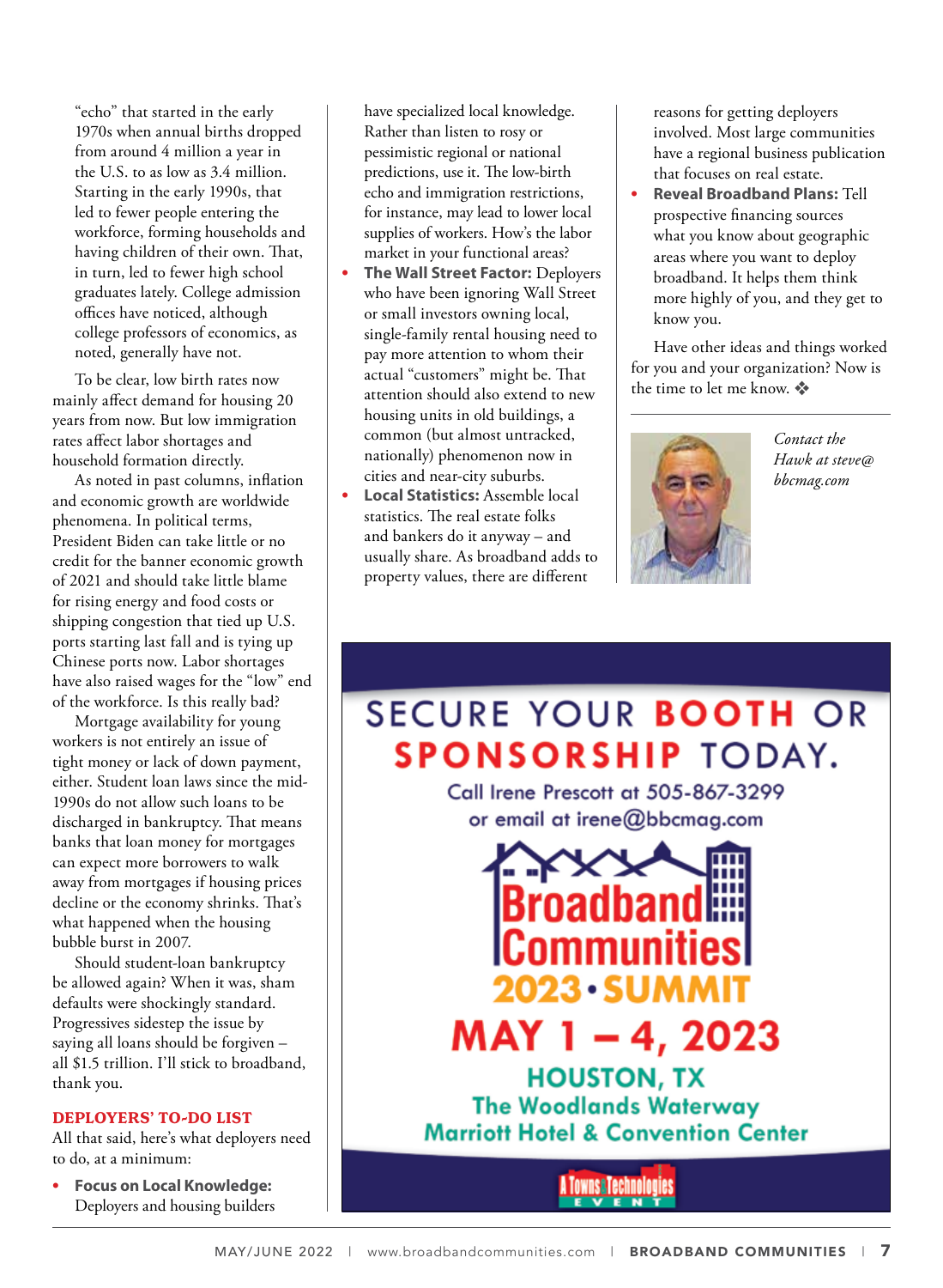"echo" that started in the early 1970s when annual births dropped from around 4 million a year in the U.S. to as low as 3.4 million. Starting in the early 1990s, that led to fewer people entering the workforce, forming households and having children of their own. That, in turn, led to fewer high school graduates lately. College admission offices have noticed, although college professors of economics, as noted, generally have not.

To be clear, low birth rates now mainly affect demand for housing 20 years from now. But low immigration rates affect labor shortages and household formation directly.

As noted in past columns, inflation and economic growth are worldwide phenomena. In political terms, President Biden can take little or no credit for the banner economic growth of 2021 and should take little blame for rising energy and food costs or shipping congestion that tied up U.S. ports starting last fall and is tying up Chinese ports now. Labor shortages have also raised wages for the "low" end of the workforce. Is this really bad?

Mortgage availability for young workers is not entirely an issue of tight money or lack of down payment, either. Student loan laws since the mid-1990s do not allow such loans to be discharged in bankruptcy. That means banks that loan money for mortgages can expect more borrowers to walk away from mortgages if housing prices decline or the economy shrinks. That's what happened when the housing bubble burst in 2007.

Should student-loan bankruptcy be allowed again? When it was, sham defaults were shockingly standard. Progressives sidestep the issue by saying all loans should be forgiven – all $1.5 trillion. I'll stick to broadband, thank you.

## DEPLOYERS' TO-DO LIST

All that said, here's what deployers need to do, at a minimum:

- **Focus on Local Knowledge:** Deployers and housing builders have specialized local knowledge. Rather than listen to rosy or pessimistic regional or national predictions, use it. The low-birth echo and immigration restrictions, for instance, may lead to lower local supplies of workers. How's the labor market in your functional areas?
- **The Wall Street Factor:** Deployers who have been ignoring Wall Street or small investors owning local, single-family rental housing need to pay more attention to whom their actual "customers" might be. That attention should also extend to new housing units in old buildings, a common (but almost untracked, nationally) phenomenon now in cities and near-city suburbs.
- **Local Statistics:** Assemble local statistics. The real estate folks and bankers do it anyway – and usually share. As broadband adds to property values, there are different reasons for getting deployers involved. Most large communities have a regional business publication that focuses on real estate.
- **Reveal Broadband Plans:** Tell prospective financing sources what you know about geographic areas where you want to deploy broadband. It helps them think more highly of you, and they get to know you.

Have other ideas and things worked for you and your organization? Now is the time to let me know. ❖

*Contact the Hawk at steve@bbcmag.com*

SECURE YOUR BOOTH OR SPONSORSHIP TODAY.

Call Irene Prescott at 505-867-3299
or email at irene@bbcmag.com

Broadband Communities
2023 • SUMMIT

MAY 1 – 4, 2023

HOUSTON, TX
The Woodlands Waterway
Marriott Hotel & Convention Center

A Towns & Technologies EVENT